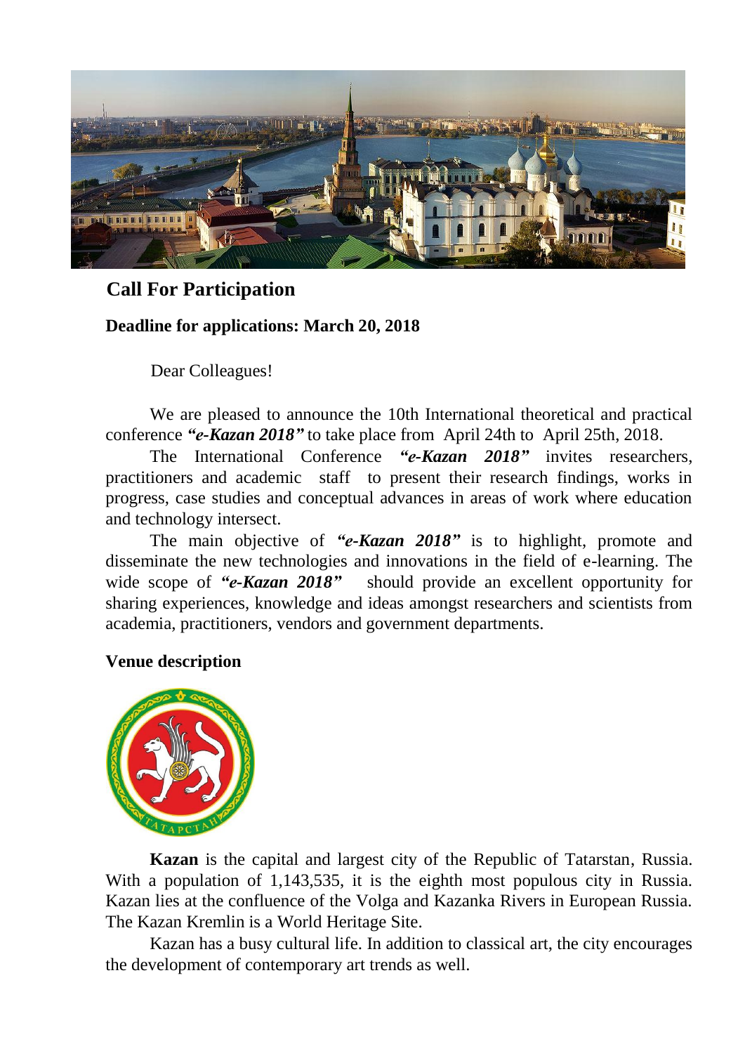## Call For Participation

**Deadline for applications: March 20, 2018**

Dear Colleagues!

We are pleased to announce the 10th International theoretical and practical conference ***"e-Kazan 2018"*** to take place from April 24th to April 25th, 2018.

The International Conference ***"e-Kazan 2018"*** invites researchers, practitioners and academic staff to present their research findings, works in progress, case studies and conceptual advances in areas of work where education and technology intersect.

The main objective of ***"e-Kazan 2018"*** is to highlight, promote and disseminate the new technologies and innovations in the field of e-learning. The wide scope of ***"e-Kazan 2018"*** should provide an excellent opportunity for sharing experiences, knowledge and ideas amongst researchers and scientists from academia, practitioners, vendors and government departments.

**Venue description**

**Kazan** is the capital and largest city of the Republic of Tatarstan, Russia. With a population of 1,143,535, it is the eighth most populous city in Russia. Kazan lies at the confluence of the Volga and Kazanka Rivers in European Russia. The Kazan Kremlin is a World Heritage Site.

Kazan has a busy cultural life. In addition to classical art, the city encourages the development of contemporary art trends as well.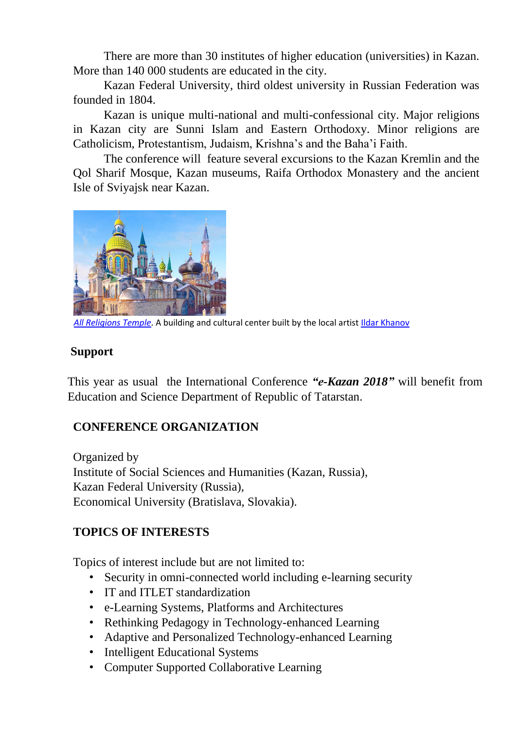There are more than 30 institutes of higher education (universities) in Kazan. More than 140 000 students are educated in the city.

Kazan Federal University, third oldest university in Russian Federation was founded in 1804.

Kazan is unique multi-national and multi-confessional city. Major religions in Kazan city are Sunni Islam and Eastern Orthodoxy. Minor religions are Catholicism, Protestantism, Judaism, Krishna's and the Baha'i Faith.

The conference will feature several excursions to the Kazan Kremlin and the Qol Sharif Mosque, Kazan museums, Raifa Orthodox Monastery and the ancient Isle of Sviyajsk near Kazan.

*All Religions Temple*. A building and cultural center built by the local artist Ildar Khanov

## Support

This year as usual the International Conference ***"e-Kazan 2018"*** will benefit from Education and Science Department of Republic of Tatarstan.

## CONFERENCE ORGANIZATION

Organized by
Institute of Social Sciences and Humanities (Kazan, Russia),
Kazan Federal University (Russia),
Economical University (Bratislava, Slovakia).

## TOPICS OF INTERESTS

Topics of interest include but are not limited to:

- Security in omni-connected world including e-learning security
- IT and ITLET standardization
- e-Learning Systems, Platforms and Architectures
- Rethinking Pedagogy in Technology-enhanced Learning
- Adaptive and Personalized Technology-enhanced Learning
- Intelligent Educational Systems
- Computer Supported Collaborative Learning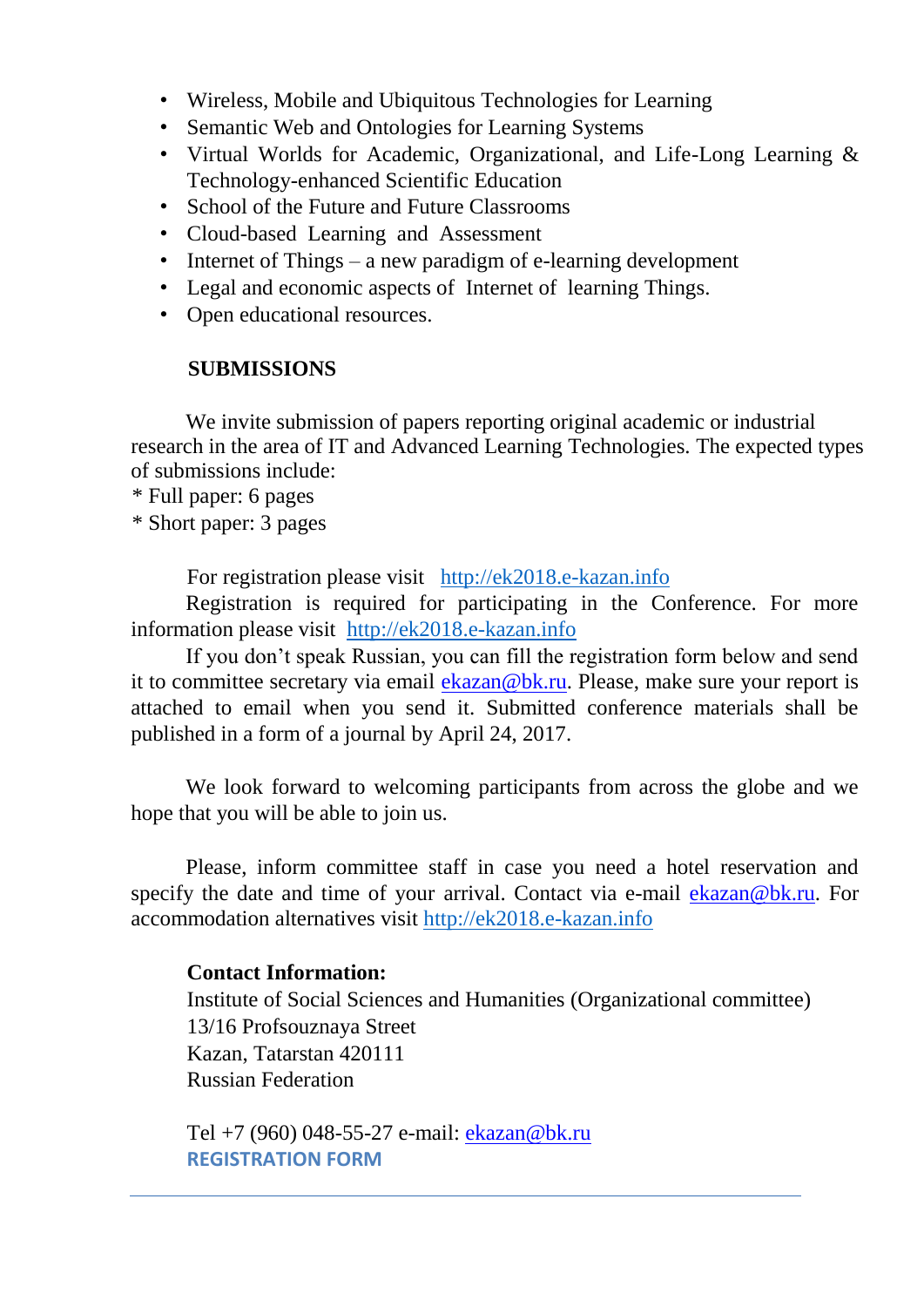- Wireless, Mobile and Ubiquitous Technologies for Learning
- Semantic Web and Ontologies for Learning Systems
- Virtual Worlds for Academic, Organizational, and Life-Long Learning & Technology-enhanced Scientific Education
- School of the Future and Future Classrooms
- Cloud-based Learning and Assessment
- Internet of Things – a new paradigm of e-learning development
- Legal and economic aspects of Internet of learning Things.
- Open educational resources.

**SUBMISSIONS**

We invite submission of papers reporting original academic or industrial research in the area of IT and Advanced Learning Technologies. The expected types of submissions include:

* Full paper: 6 pages
* Short paper: 3 pages

For registration please visit http://ek2018.e-kazan.info

Registration is required for participating in the Conference. For more information please visit http://ek2018.e-kazan.info

If you don't speak Russian, you can fill the registration form below and send it to committee secretary via email ekazan@bk.ru. Please, make sure your report is attached to email when you send it. Submitted conference materials shall be published in a form of a journal by April 24, 2017.

We look forward to welcoming participants from across the globe and we hope that you will be able to join us.

Please, inform committee staff in case you need a hotel reservation and specify the date and time of your arrival. Contact via e-mail ekazan@bk.ru. For accommodation alternatives visit http://ek2018.e-kazan.info

**Contact Information:**
Institute of Social Sciences and Humanities (Organizational committee)
13/16 Profsouznaya Street
Kazan, Tatarstan 420111
Russian Federation

Tel +7 (960) 048-55-27 e-mail: ekazan@bk.ru

**REGISTRATION FORM**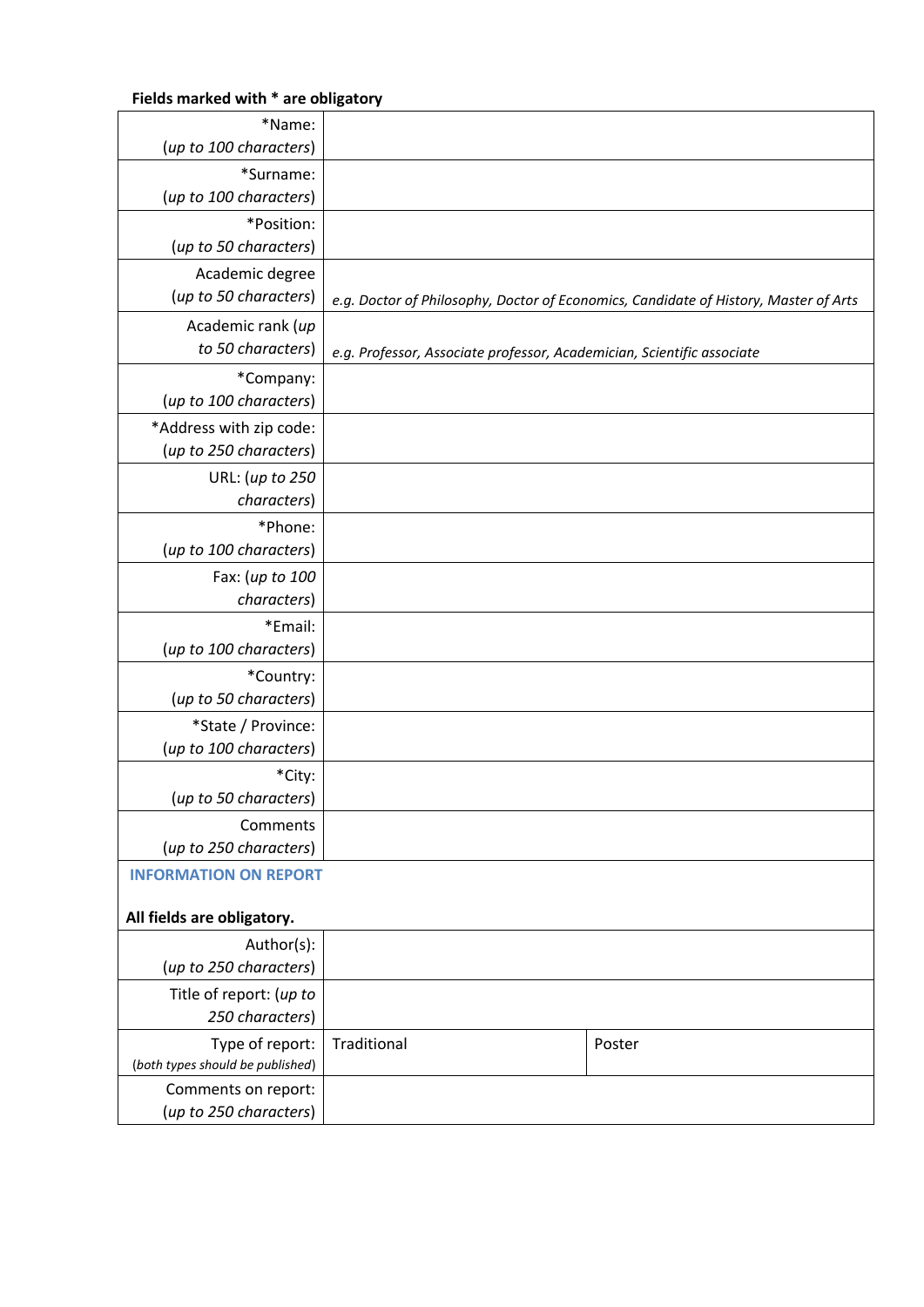**Fields marked with * are obligatory**

| | | |
|---|---|---|
| *Name: (*up to 100 characters*) | | |
| *Surname: (*up to 100 characters*) | | |
| *Position: (*up to 50 characters*) | | |
| Academic degree (*up to 50 characters*) | *e.g. Doctor of Philosophy, Doctor of Economics, Candidate of History, Master of Arts* | |
| Academic rank (*up to 50 characters*) | *e.g. Professor, Associate professor, Academician, Scientific associate* | |
| *Company: (*up to 100 characters*) | | |
| *Address with zip code: (*up to 250 characters*) | | |
| URL: (*up to 250 characters*) | | |
| *Phone: (*up to 100 characters*) | | |
| Fax: (*up to 100 characters*) | | |
| *Email: (*up to 100 characters*) | | |
| *Country: (*up to 50 characters*) | | |
| *State / Province: (*up to 100 characters*) | | |
| *City: (*up to 50 characters*) | | |
| Comments (*up to 250 characters*) | | |
| **INFORMATION ON REPORT** **All fields are obligatory.** | | |
| Author(s): (*up to 250 characters*) | | |
| Title of report: (*up to 250 characters*) | | |
| Type of report: (*both types should be published*) | Traditional | Poster |
| Comments on report: (*up to 250 characters*) | | |